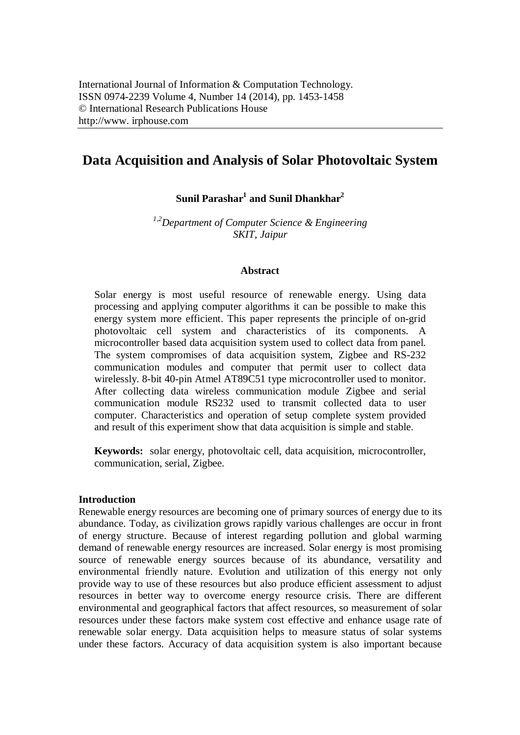International Journal of Information & Computation Technology.
ISSN 0974-2239 Volume 4, Number 14 (2014), pp. 1453-1458
© International Research Publications House
http://www. irphouse.com

# Data Acquisition and Analysis of Solar Photovoltaic System

**Sunil Parashar[1] and Sunil Dhankhar[2]**

*[1,2]Department of Computer Science & Engineering*
*SKIT, Jaipur*

### Abstract

Solar energy is most useful resource of renewable energy. Using data processing and applying computer algorithms it can be possible to make this energy system more efficient. This paper represents the principle of on-grid photovoltaic cell system and characteristics of its components. A microcontroller based data acquisition system used to collect data from panel. The system compromises of data acquisition system, Zigbee and RS-232 communication modules and computer that permit user to collect data wirelessly. 8-bit 40-pin Atmel AT89C51 type microcontroller used to monitor. After collecting data wireless communication module Zigbee and serial communication module RS232 used to transmit collected data to user computer. Characteristics and operation of setup complete system provided and result of this experiment show that data acquisition is simple and stable.

**Keywords:** solar energy, photovoltaic cell, data acquisition, microcontroller, communication, serial, Zigbee.

## Introduction

Renewable energy resources are becoming one of primary sources of energy due to its abundance. Today, as civilization grows rapidly various challenges are occur in front of energy structure. Because of interest regarding pollution and global warming demand of renewable energy resources are increased. Solar energy is most promising source of renewable energy sources because of its abundance, versatility and environmental friendly nature. Evolution and utilization of this energy not only provide way to use of these resources but also produce efficient assessment to adjust resources in better way to overcome energy resource crisis. There are different environmental and geographical factors that affect resources, so measurement of solar resources under these factors make system cost effective and enhance usage rate of renewable solar energy. Data acquisition helps to measure status of solar systems under these factors. Accuracy of data acquisition system is also important because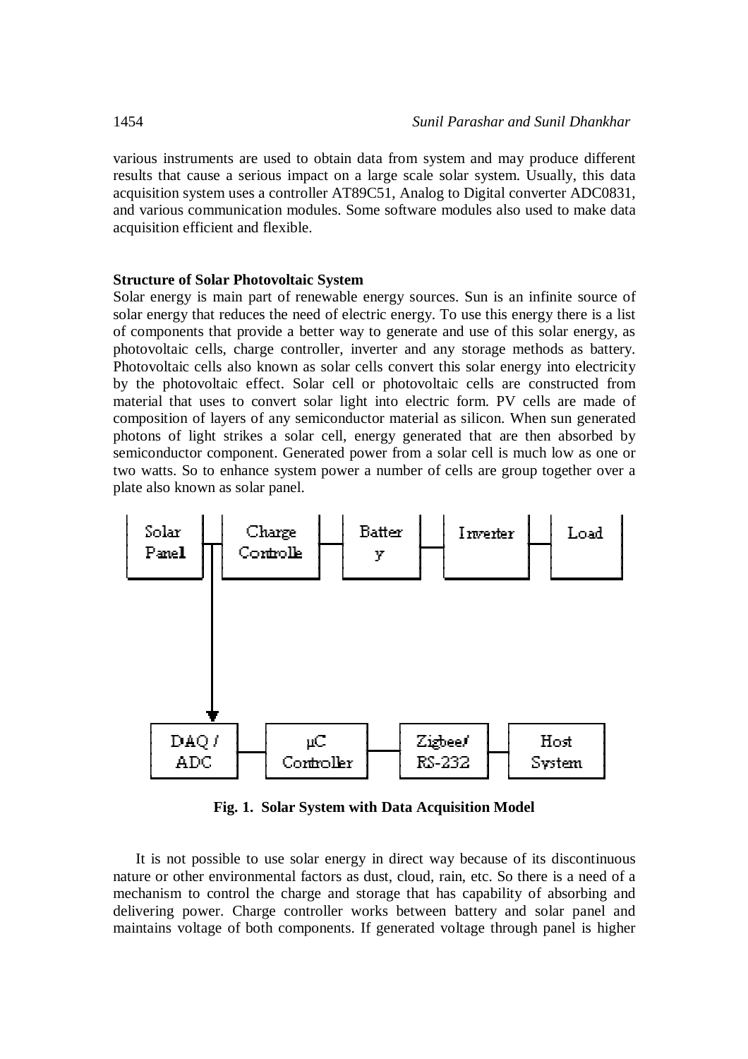various instruments are used to obtain data from system and may produce different results that cause a serious impact on a large scale solar system. Usually, this data acquisition system uses a controller AT89C51, Analog to Digital converter ADC0831, and various communication modules. Some software modules also used to make data acquisition efficient and flexible.

## Structure of Solar Photovoltaic System

Solar energy is main part of renewable energy sources. Sun is an infinite source of solar energy that reduces the need of electric energy. To use this energy there is a list of components that provide a better way to generate and use of this solar energy, as photovoltaic cells, charge controller, inverter and any storage methods as battery. Photovoltaic cells also known as solar cells convert this solar energy into electricity by the photovoltaic effect. Solar cell or photovoltaic cells are constructed from material that uses to convert solar light into electric form. PV cells are made of composition of layers of any semiconductor material as silicon. When sun generated photons of light strikes a solar cell, energy generated that are then absorbed by semiconductor component. Generated power from a solar cell is much low as one or two watts. So to enhance system power a number of cells are group together over a plate also known as solar panel.

Solar Panel — Charge Controlle — Batter y — Inverter — Load

DAQ / ADC — µC Controller — Zigbee/ RS-232 — Host System

**Fig. 1. Solar System with Data Acquisition Model**

It is not possible to use solar energy in direct way because of its discontinuous nature or other environmental factors as dust, cloud, rain, etc. So there is a need of a mechanism to control the charge and storage that has capability of absorbing and delivering power. Charge controller works between battery and solar panel and maintains voltage of both components. If generated voltage through panel is higher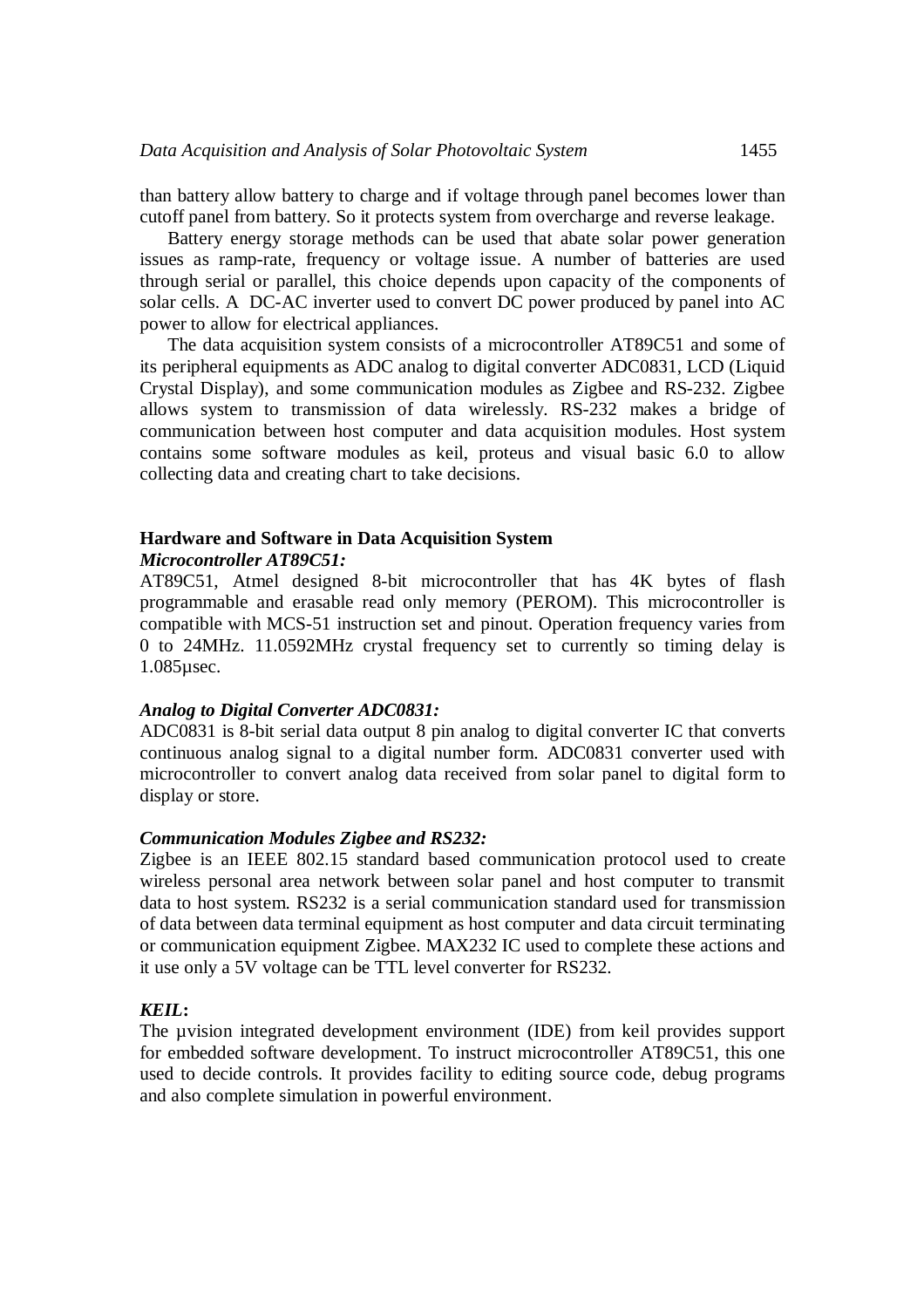than battery allow battery to charge and if voltage through panel becomes lower than cutoff panel from battery. So it protects system from overcharge and reverse leakage.

Battery energy storage methods can be used that abate solar power generation issues as ramp-rate, frequency or voltage issue. A number of batteries are used through serial or parallel, this choice depends upon capacity of the components of solar cells. A DC-AC inverter used to convert DC power produced by panel into AC power to allow for electrical appliances.

The data acquisition system consists of a microcontroller AT89C51 and some of its peripheral equipments as ADC analog to digital converter ADC0831, LCD (Liquid Crystal Display), and some communication modules as Zigbee and RS-232. Zigbee allows system to transmission of data wirelessly. RS-232 makes a bridge of communication between host computer and data acquisition modules. Host system contains some software modules as keil, proteus and visual basic 6.0 to allow collecting data and creating chart to take decisions.

## Hardware and Software in Data Acquisition System

### *Microcontroller AT89C51:*

AT89C51, Atmel designed 8-bit microcontroller that has 4K bytes of flash programmable and erasable read only memory (PEROM). This microcontroller is compatible with MCS-51 instruction set and pinout. Operation frequency varies from 0 to 24MHz. 11.0592MHz crystal frequency set to currently so timing delay is 1.085µsec.

### *Analog to Digital Converter ADC0831:*

ADC0831 is 8-bit serial data output 8 pin analog to digital converter IC that converts continuous analog signal to a digital number form. ADC0831 converter used with microcontroller to convert analog data received from solar panel to digital form to display or store.

### *Communication Modules Zigbee and RS232:*

Zigbee is an IEEE 802.15 standard based communication protocol used to create wireless personal area network between solar panel and host computer to transmit data to host system. RS232 is a serial communication standard used for transmission of data between data terminal equipment as host computer and data circuit terminating or communication equipment Zigbee. MAX232 IC used to complete these actions and it use only a 5V voltage can be TTL level converter for RS232.

### *KEIL***:**

The µvision integrated development environment (IDE) from keil provides support for embedded software development. To instruct microcontroller AT89C51, this one used to decide controls. It provides facility to editing source code, debug programs and also complete simulation in powerful environment.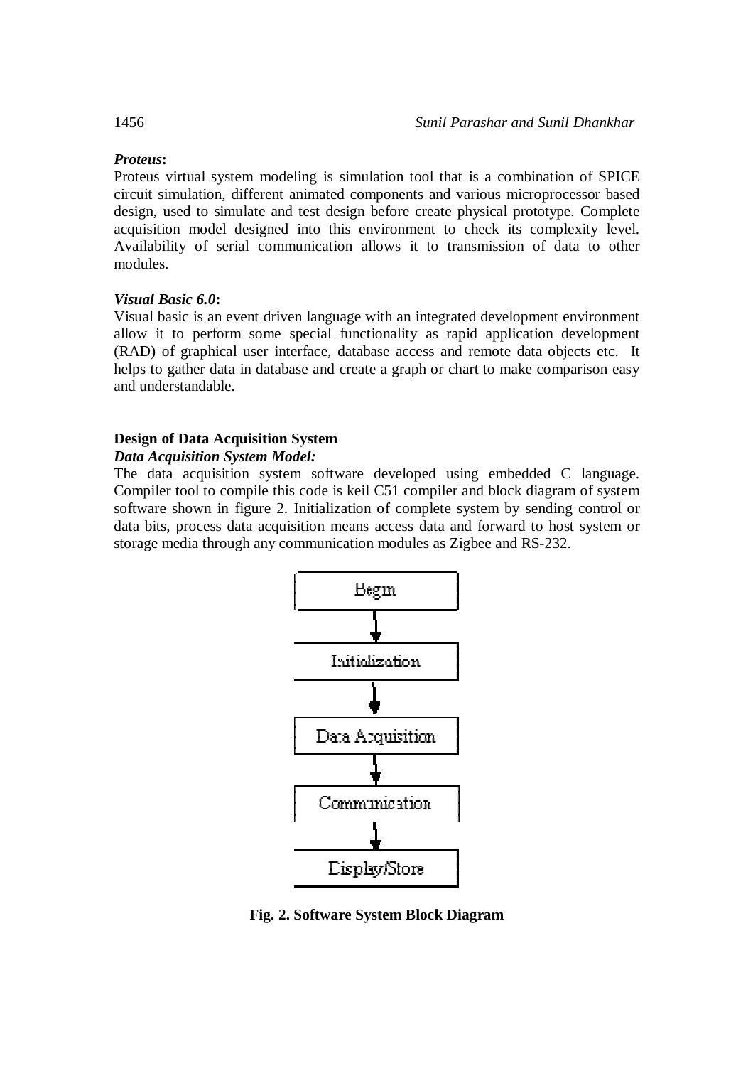### *Proteus***:**

Proteus virtual system modeling is simulation tool that is a combination of SPICE circuit simulation, different animated components and various microprocessor based design, used to simulate and test design before create physical prototype. Complete acquisition model designed into this environment to check its complexity level. Availability of serial communication allows it to transmission of data to other modules.

### *Visual Basic 6.0***:**

Visual basic is an event driven language with an integrated development environment allow it to perform some special functionality as rapid application development (RAD) of graphical user interface, database access and remote data objects etc. It helps to gather data in database and create a graph or chart to make comparison easy and understandable.

## Design of Data Acquisition System

### *Data Acquisition System Model:*

The data acquisition system software developed using embedded C language. Compiler tool to compile this code is keil C51 compiler and block diagram of system software shown in figure 2. Initialization of complete system by sending control or data bits, process data acquisition means access data and forward to host system or storage media through any communication modules as Zigbee and RS-232.

Begin → Initialization → Data Acquisition → Communication → Display/Store

**Fig. 2. Software System Block Diagram**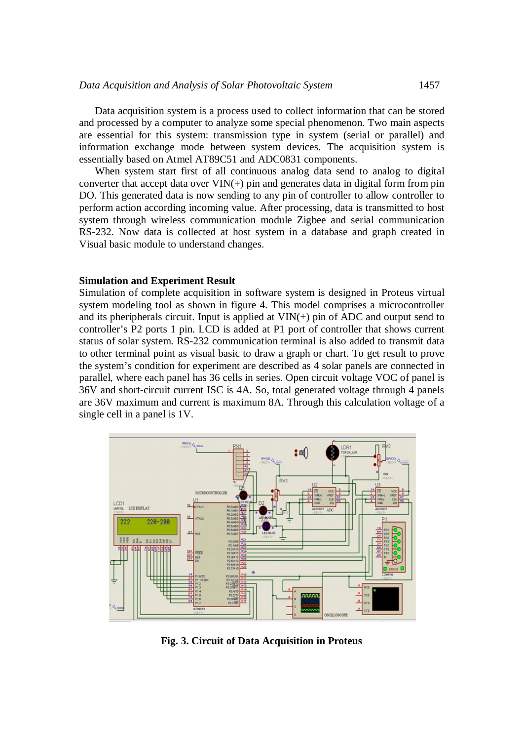Data acquisition system is a process used to collect information that can be stored and processed by a computer to analyze some special phenomenon. Two main aspects are essential for this system: transmission type in system (serial or parallel) and information exchange mode between system devices. The acquisition system is essentially based on Atmel AT89C51 and ADC0831 components.

When system start first of all continuous analog data send to analog to digital converter that accept data over VIN(+) pin and generates data in digital form from pin DO. This generated data is now sending to any pin of controller to allow controller to perform action according incoming value. After processing, data is transmitted to host system through wireless communication module Zigbee and serial communication RS-232. Now data is collected at host system in a database and graph created in Visual basic module to understand changes.

### Simulation and Experiment Result

Simulation of complete acquisition in software system is designed in Proteus virtual system modeling tool as shown in figure 4. This model comprises a microcontroller and its pheripherals circuit. Input is applied at VIN(+) pin of ADC and output send to controller's P2 ports 1 pin. LCD is added at P1 port of controller that shows current status of solar system. RS-232 communication terminal is also added to transmit data to other terminal point as visual basic to draw a graph or chart. To get result to prove the system's condition for experiment are described as 4 solar panels are connected in parallel, where each panel has 36 cells in series. Open circuit voltage VOC of panel is 36V and short-circuit current ISC is 4A. So, total generated voltage through 4 panels are 36V maximum and current is maximum 8A. Through this calculation voltage of a single cell in a panel is 1V.

**Fig. 3. Circuit of Data Acquisition in Proteus**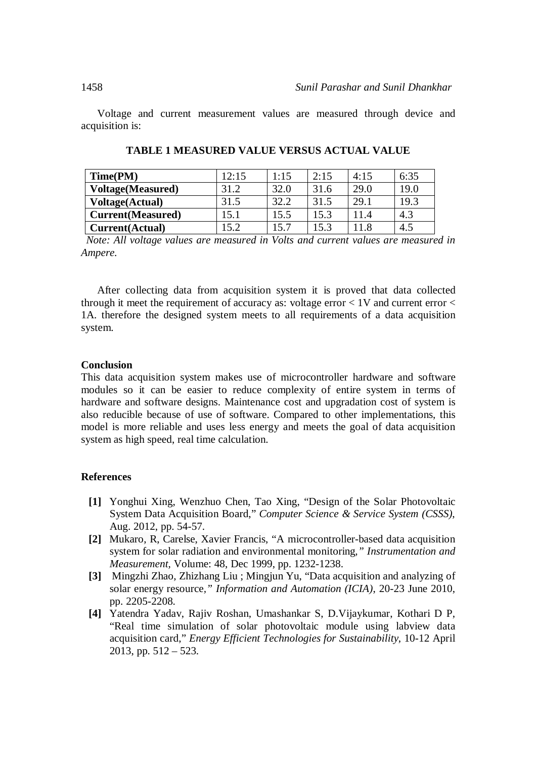Voltage and current measurement values are measured through device and acquisition is:

**TABLE 1 MEASURED VALUE VERSUS ACTUAL VALUE**

| **Time(PM)** | 12:15 | 1:15 | 2:15 | 4:15 | 6:35 |
|---|---|---|---|---|---|
| **Voltage(Measured)** | 31.2 | 32.0 | 31.6 | 29.0 | 19.0 |
| **Voltage(Actual)** | 31.5 | 32.2 | 31.5 | 29.1 | 19.3 |
| **Current(Measured)** | 15.1 | 15.5 | 15.3 | 11.4 | 4.3 |
| **Current(Actual)** | 15.2 | 15.7 | 15.3 | 11.8 | 4.5 |

*Note: All voltage values are measured in Volts and current values are measured in Ampere.*

After collecting data from acquisition system it is proved that data collected through it meet the requirement of accuracy as: voltage error < 1V and current error < 1A. therefore the designed system meets to all requirements of a data acquisition system.

## Conclusion

This data acquisition system makes use of microcontroller hardware and software modules so it can be easier to reduce complexity of entire system in terms of hardware and software designs. Maintenance cost and upgradation cost of system is also reducible because of use of software. Compared to other implementations, this model is more reliable and uses less energy and meets the goal of data acquisition system as high speed, real time calculation.

## References

**[1]** Yonghui Xing, Wenzhuo Chen, Tao Xing, "Design of the Solar Photovoltaic System Data Acquisition Board," *Computer Science & Service System (CSSS)*, Aug. 2012, pp. 54-57.

**[2]** Mukaro, R, Carelse, Xavier Francis, "A microcontroller-based data acquisition system for solar radiation and environmental monitoring," *Instrumentation and Measurement*, Volume: 48, Dec 1999, pp. 1232-1238.

**[3]** Mingzhi Zhao, Zhizhang Liu ; Mingjun Yu, "Data acquisition and analyzing of solar energy resource," *Information and Automation (ICIA)*, 20-23 June 2010, pp. 2205-2208.

**[4]** Yatendra Yadav, Rajiv Roshan, Umashankar S, D.Vijaykumar, Kothari D P, "Real time simulation of solar photovoltaic module using labview data acquisition card," *Energy Efficient Technologies for Sustainability*, 10-12 April 2013, pp. 512 – 523.